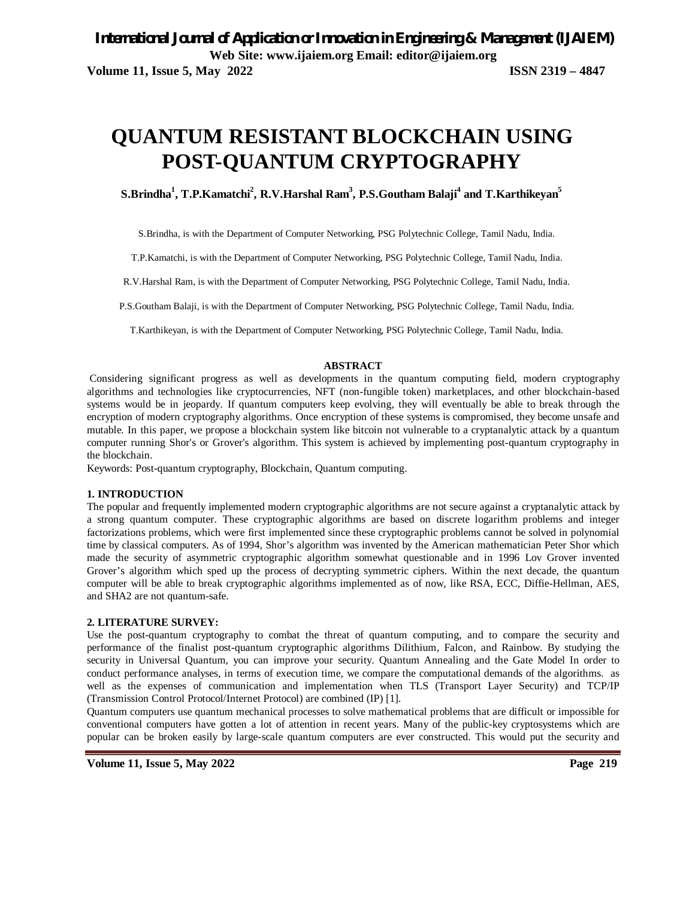# QUANTUM RESISTANT BLOCKCHAIN USING POST-QUANTUM CRYPTOGRAPHY

**S.Brindha[1], T.P.Kamatchi[2], R.V.Harshal Ram[3], P.S.Goutham Balaji[4] and T.Karthikeyan[5]**

S.Brindha, is with the Department of Computer Networking, PSG Polytechnic College, Tamil Nadu, India.

T.P.Kamatchi, is with the Department of Computer Networking, PSG Polytechnic College, Tamil Nadu, India.

R.V.Harshal Ram, is with the Department of Computer Networking, PSG Polytechnic College, Tamil Nadu, India.

P.S.Goutham Balaji, is with the Department of Computer Networking, PSG Polytechnic College, Tamil Nadu, India.

T.Karthikeyan, is with the Department of Computer Networking, PSG Polytechnic College, Tamil Nadu, India.

## ABSTRACT

Considering significant progress as well as developments in the quantum computing field, modern cryptography algorithms and technologies like cryptocurrencies, NFT (non-fungible token) marketplaces, and other blockchain-based systems would be in jeopardy. If quantum computers keep evolving, they will eventually be able to break through the encryption of modern cryptography algorithms. Once encryption of these systems is compromised, they become unsafe and mutable. In this paper, we propose a blockchain system like bitcoin not vulnerable to a cryptanalytic attack by a quantum computer running Shor's or Grover's algorithm. This system is achieved by implementing post-quantum cryptography in the blockchain.

Keywords: Post-quantum cryptography, Blockchain, Quantum computing.

## 1. INTRODUCTION

The popular and frequently implemented modern cryptographic algorithms are not secure against a cryptanalytic attack by a strong quantum computer. These cryptographic algorithms are based on discrete logarithm problems and integer factorizations problems, which were first implemented since these cryptographic problems cannot be solved in polynomial time by classical computers. As of 1994, Shor's algorithm was invented by the American mathematician Peter Shor which made the security of asymmetric cryptographic algorithm somewhat questionable and in 1996 Lov Grover invented Grover's algorithm which sped up the process of decrypting symmetric ciphers. Within the next decade, the quantum computer will be able to break cryptographic algorithms implemented as of now, like RSA, ECC, Diffie-Hellman, AES, and SHA2 are not quantum-safe.

## 2. LITERATURE SURVEY:

Use the post-quantum cryptography to combat the threat of quantum computing, and to compare the security and performance of the finalist post-quantum cryptographic algorithms Dilithium, Falcon, and Rainbow. By studying the security in Universal Quantum, you can improve your security. Quantum Annealing and the Gate Model In order to conduct performance analyses, in terms of execution time, we compare the computational demands of the algorithms. as well as the expenses of communication and implementation when TLS (Transport Layer Security) and TCP/IP (Transmission Control Protocol/Internet Protocol) are combined (IP) [1].

Quantum computers use quantum mechanical processes to solve mathematical problems that are difficult or impossible for conventional computers have gotten a lot of attention in recent years. Many of the public-key cryptosystems which are popular can be broken easily by large-scale quantum computers are ever constructed. This would put the security and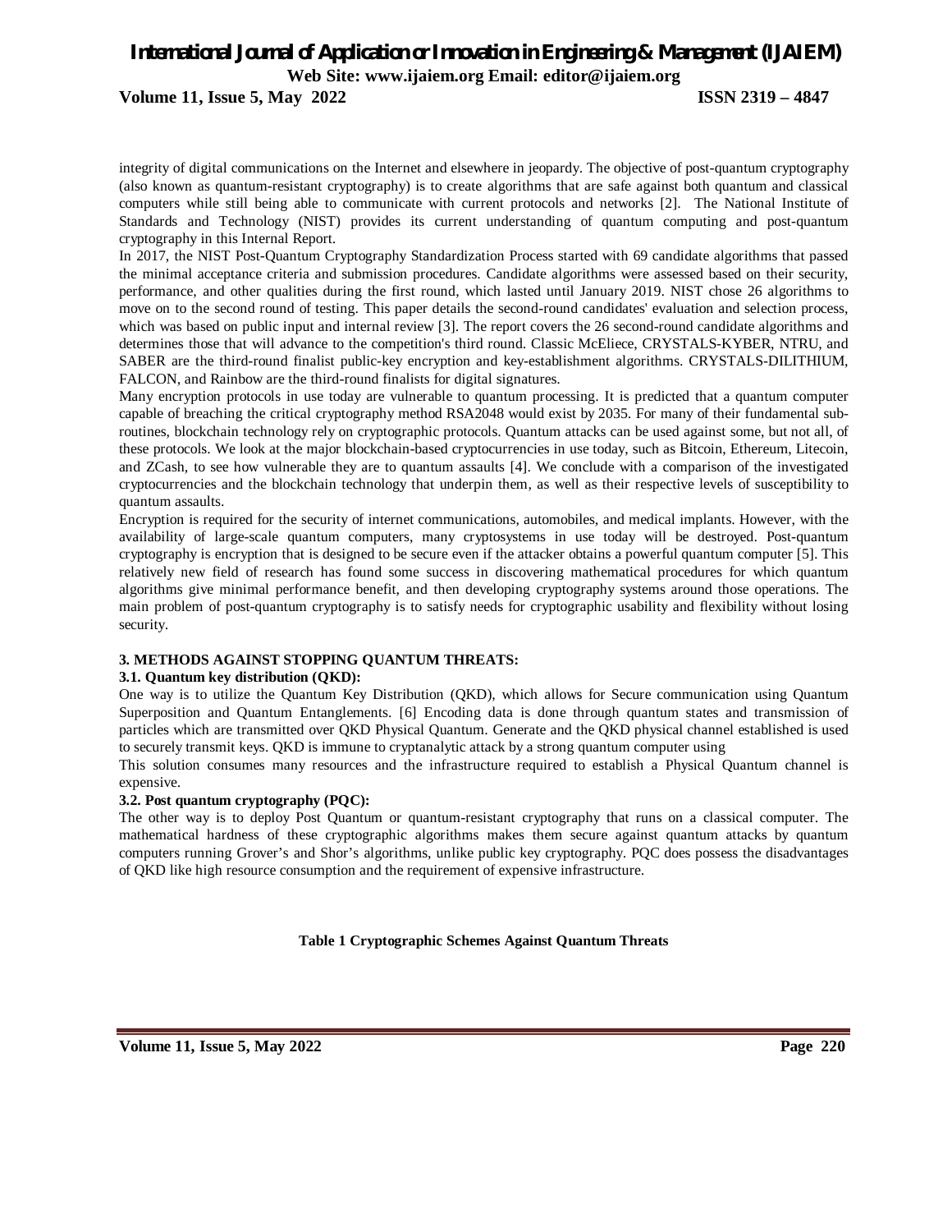integrity of digital communications on the Internet and elsewhere in jeopardy. The objective of post-quantum cryptography (also known as quantum-resistant cryptography) is to create algorithms that are safe against both quantum and classical computers while still being able to communicate with current protocols and networks [2]. The National Institute of Standards and Technology (NIST) provides its current understanding of quantum computing and post-quantum cryptography in this Internal Report.

In 2017, the NIST Post-Quantum Cryptography Standardization Process started with 69 candidate algorithms that passed the minimal acceptance criteria and submission procedures. Candidate algorithms were assessed based on their security, performance, and other qualities during the first round, which lasted until January 2019. NIST chose 26 algorithms to move on to the second round of testing. This paper details the second-round candidates' evaluation and selection process, which was based on public input and internal review [3]. The report covers the 26 second-round candidate algorithms and determines those that will advance to the competition's third round. Classic McEliece, CRYSTALS-KYBER, NTRU, and SABER are the third-round finalist public-key encryption and key-establishment algorithms. CRYSTALS-DILITHIUM, FALCON, and Rainbow are the third-round finalists for digital signatures.

Many encryption protocols in use today are vulnerable to quantum processing. It is predicted that a quantum computer capable of breaching the critical cryptography method RSA2048 would exist by 2035. For many of their fundamental sub-routines, blockchain technology rely on cryptographic protocols. Quantum attacks can be used against some, but not all, of these protocols. We look at the major blockchain-based cryptocurrencies in use today, such as Bitcoin, Ethereum, Litecoin, and ZCash, to see how vulnerable they are to quantum assaults [4]. We conclude with a comparison of the investigated cryptocurrencies and the blockchain technology that underpin them, as well as their respective levels of susceptibility to quantum assaults.

Encryption is required for the security of internet communications, automobiles, and medical implants. However, with the availability of large-scale quantum computers, many cryptosystems in use today will be destroyed. Post-quantum cryptography is encryption that is designed to be secure even if the attacker obtains a powerful quantum computer [5]. This relatively new field of research has found some success in discovering mathematical procedures for which quantum algorithms give minimal performance benefit, and then developing cryptography systems around those operations. The main problem of post-quantum cryptography is to satisfy needs for cryptographic usability and flexibility without losing security.

## 3. METHODS AGAINST STOPPING QUANTUM THREATS:

### 3.1. Quantum key distribution (QKD):

One way is to utilize the Quantum Key Distribution (QKD), which allows for Secure communication using Quantum Superposition and Quantum Entanglements. [6] Encoding data is done through quantum states and transmission of particles which are transmitted over QKD Physical Quantum. Generate and the QKD physical channel established is used to securely transmit keys. QKD is immune to cryptanalytic attack by a strong quantum computer using

This solution consumes many resources and the infrastructure required to establish a Physical Quantum channel is expensive.

### 3.2. Post quantum cryptography (PQC):

The other way is to deploy Post Quantum or quantum-resistant cryptography that runs on a classical computer. The mathematical hardness of these cryptographic algorithms makes them secure against quantum attacks by quantum computers running Grover's and Shor's algorithms, unlike public key cryptography. PQC does possess the disadvantages of QKD like high resource consumption and the requirement of expensive infrastructure.

**Table 1 Cryptographic Schemes Against Quantum Threats**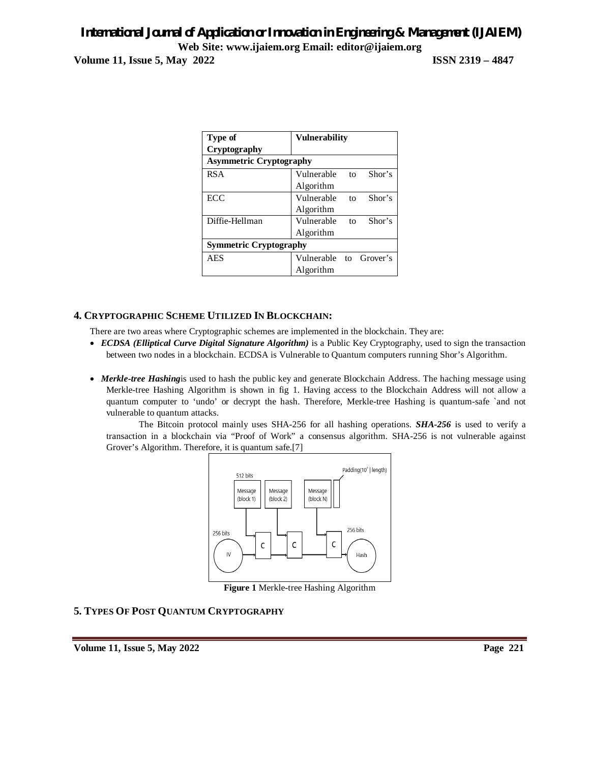| Type of Cryptography | Vulnerability |
| --- | --- |
| **Asymmetric Cryptography** | |
| RSA | Vulnerable to Shor's Algorithm |
| ECC | Vulnerable to Shor's Algorithm |
| Diffie-Hellman | Vulnerable to Shor's Algorithm |
| **Symmetric Cryptography** | |
| AES | Vulnerable to Grover's Algorithm |

## 4. CRYPTOGRAPHIC SCHEME UTILIZED IN BLOCKCHAIN:

There are two areas where Cryptographic schemes are implemented in the blockchain. They are:

- ***ECDSA (Elliptical Curve Digital Signature Algorithm)*** is a Public Key Cryptography, used to sign the transaction between two nodes in a blockchain. ECDSA is Vulnerable to Quantum computers running Shor's Algorithm.

- ***Merkle-tree Hashing***is used to hash the public key and generate Blockchain Address. The haching message using Merkle-tree Hashing Algorithm is shown in fig 1. Having access to the Blockchain Address will not allow a quantum computer to 'undo' or decrypt the hash. Therefore, Merkle-tree Hashing is quantum-safe `and not vulnerable to quantum attacks.

  The Bitcoin protocol mainly uses SHA-256 for all hashing operations. ***SHA-256*** is used to verify a transaction in a blockchain via "Proof of Work" a consensus algorithm. SHA-256 is not vulnerable against Grover's Algorithm. Therefore, it is quantum safe.[7]

**Figure 1** Merkle-tree Hashing Algorithm

## 5. TYPES OF POST QUANTUM CRYPTOGRAPHY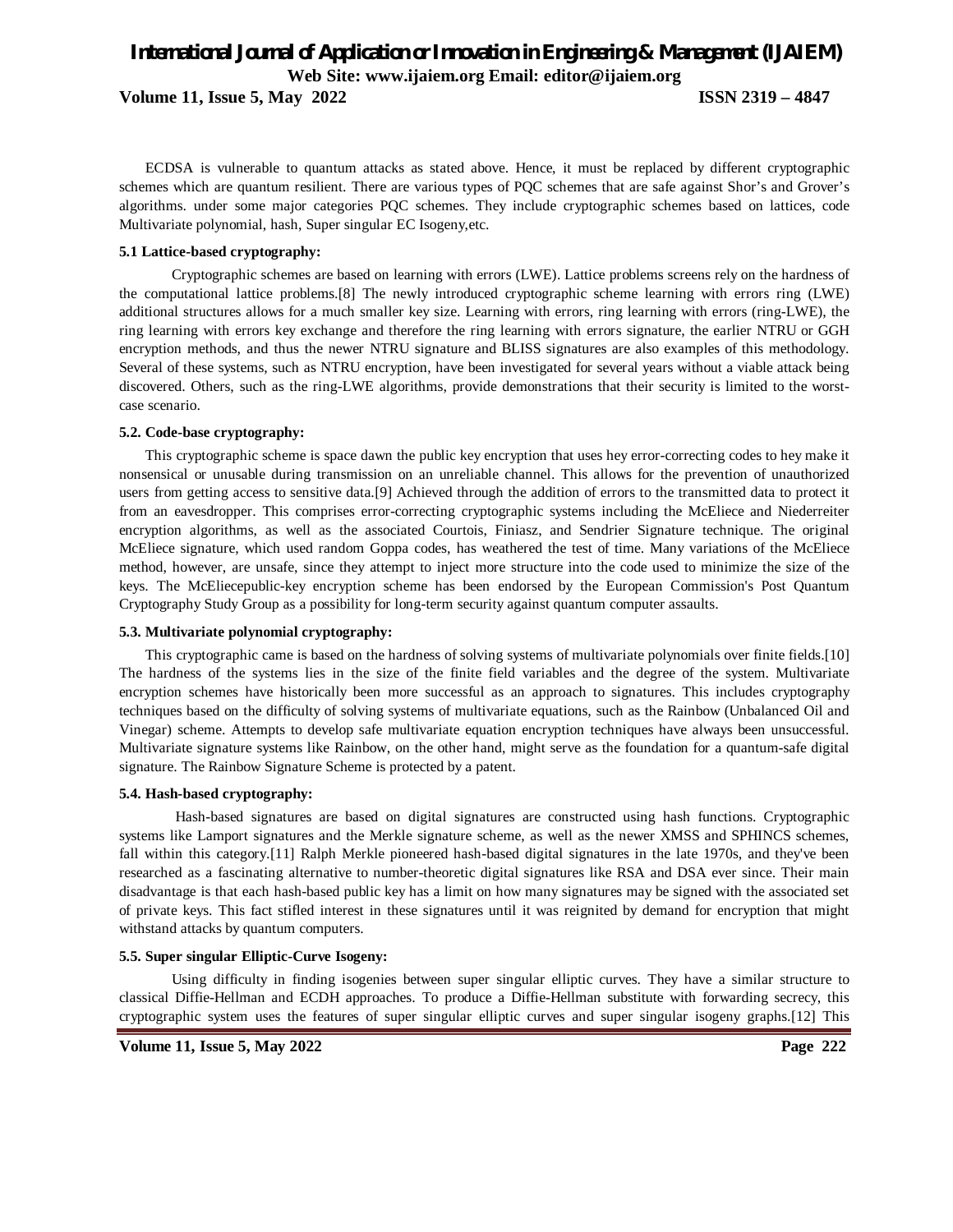ECDSA is vulnerable to quantum attacks as stated above. Hence, it must be replaced by different cryptographic schemes which are quantum resilient. There are various types of PQC schemes that are safe against Shor's and Grover's algorithms. under some major categories PQC schemes. They include cryptographic schemes based on lattices, code Multivariate polynomial, hash, Super singular EC Isogeny,etc.

**5.1 Lattice-based cryptography:**

Cryptographic schemes are based on learning with errors (LWE). Lattice problems screens rely on the hardness of the computational lattice problems.[8] The newly introduced cryptographic scheme learning with errors ring (LWE) additional structures allows for a much smaller key size. Learning with errors, ring learning with errors (ring-LWE), the ring learning with errors key exchange and therefore the ring learning with errors signature, the earlier NTRU or GGH encryption methods, and thus the newer NTRU signature and BLISS signatures are also examples of this methodology. Several of these systems, such as NTRU encryption, have been investigated for several years without a viable attack being discovered. Others, such as the ring-LWE algorithms, provide demonstrations that their security is limited to the worst-case scenario.

**5.2. Code-base cryptography:**

This cryptographic scheme is space dawn the public key encryption that uses hey error-correcting codes to hey make it nonsensical or unusable during transmission on an unreliable channel. This allows for the prevention of unauthorized users from getting access to sensitive data.[9] Achieved through the addition of errors to the transmitted data to protect it from an eavesdropper. This comprises error-correcting cryptographic systems including the McEliece and Niederreiter encryption algorithms, as well as the associated Courtois, Finiasz, and Sendrier Signature technique. The original McEliece signature, which used random Goppa codes, has weathered the test of time. Many variations of the McEliece method, however, are unsafe, since they attempt to inject more structure into the code used to minimize the size of the keys. The McEliecepublic-key encryption scheme has been endorsed by the European Commission's Post Quantum Cryptography Study Group as a possibility for long-term security against quantum computer assaults.

**5.3. Multivariate polynomial cryptography:**

This cryptographic came is based on the hardness of solving systems of multivariate polynomials over finite fields.[10] The hardness of the systems lies in the size of the finite field variables and the degree of the system. Multivariate encryption schemes have historically been more successful as an approach to signatures. This includes cryptography techniques based on the difficulty of solving systems of multivariate equations, such as the Rainbow (Unbalanced Oil and Vinegar) scheme. Attempts to develop safe multivariate equation encryption techniques have always been unsuccessful. Multivariate signature systems like Rainbow, on the other hand, might serve as the foundation for a quantum-safe digital signature. The Rainbow Signature Scheme is protected by a patent.

**5.4. Hash-based cryptography:**

Hash-based signatures are based on digital signatures are constructed using hash functions. Cryptographic systems like Lamport signatures and the Merkle signature scheme, as well as the newer XMSS and SPHINCS schemes, fall within this category.[11] Ralph Merkle pioneered hash-based digital signatures in the late 1970s, and they've been researched as a fascinating alternative to number-theoretic digital signatures like RSA and DSA ever since. Their main disadvantage is that each hash-based public key has a limit on how many signatures may be signed with the associated set of private keys. This fact stifled interest in these signatures until it was reignited by demand for encryption that might withstand attacks by quantum computers.

**5.5. Super singular Elliptic-Curve Isogeny:**

Using difficulty in finding isogenies between super singular elliptic curves. They have a similar structure to classical Diffie-Hellman and ECDH approaches. To produce a Diffie-Hellman substitute with forwarding secrecy, this cryptographic system uses the features of super singular elliptic curves and super singular isogeny graphs.[12] This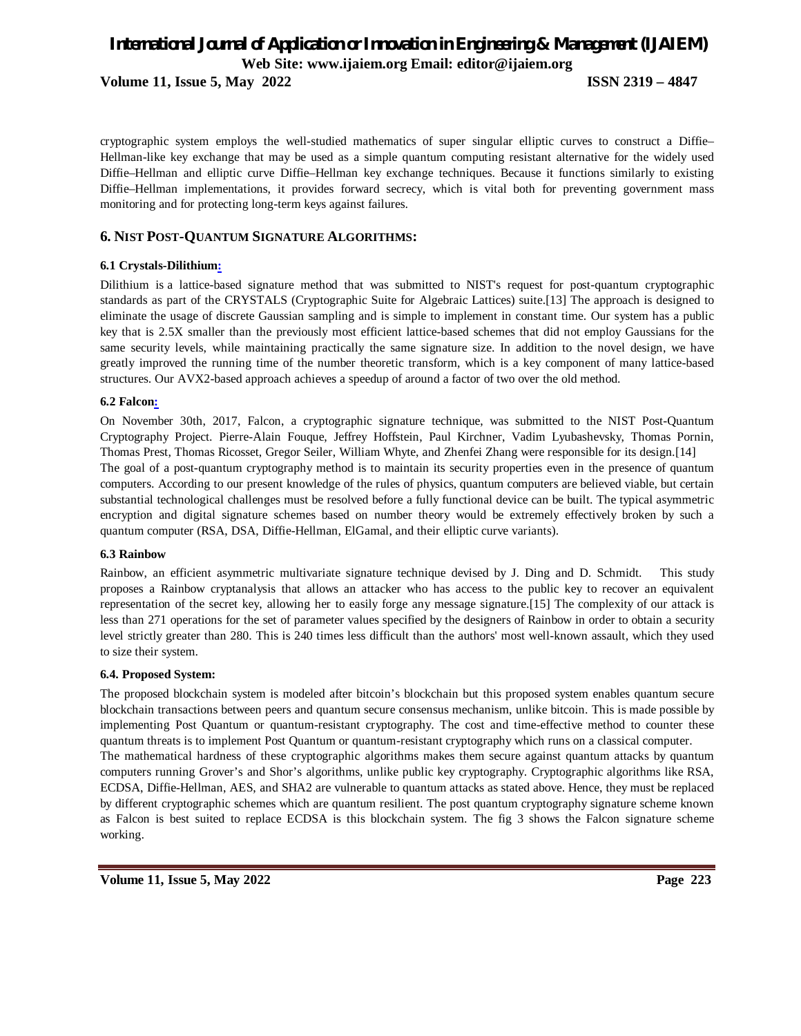cryptographic system employs the well-studied mathematics of super singular elliptic curves to construct a Diffie–Hellman-like key exchange that may be used as a simple quantum computing resistant alternative for the widely used Diffie–Hellman and elliptic curve Diffie–Hellman key exchange techniques. Because it functions similarly to existing Diffie–Hellman implementations, it provides forward secrecy, which is vital both for preventing government mass monitoring and for protecting long-term keys against failures.

## 6. NIST Post-Quantum Signature Algorithms:

### 6.1 Crystals-Dilithium:

Dilithium is a lattice-based signature method that was submitted to NIST's request for post-quantum cryptographic standards as part of the CRYSTALS (Cryptographic Suite for Algebraic Lattices) suite.[13] The approach is designed to eliminate the usage of discrete Gaussian sampling and is simple to implement in constant time. Our system has a public key that is 2.5X smaller than the previously most efficient lattice-based schemes that did not employ Gaussians for the same security levels, while maintaining practically the same signature size. In addition to the novel design, we have greatly improved the running time of the number theoretic transform, which is a key component of many lattice-based structures. Our AVX2-based approach achieves a speedup of around a factor of two over the old method.

### 6.2 Falcon:

On November 30th, 2017, Falcon, a cryptographic signature technique, was submitted to the NIST Post-Quantum Cryptography Project. Pierre-Alain Fouque, Jeffrey Hoffstein, Paul Kirchner, Vadim Lyubashevsky, Thomas Pornin, Thomas Prest, Thomas Ricosset, Gregor Seiler, William Whyte, and Zhenfei Zhang were responsible for its design.[14]

The goal of a post-quantum cryptography method is to maintain its security properties even in the presence of quantum computers. According to our present knowledge of the rules of physics, quantum computers are believed viable, but certain substantial technological challenges must be resolved before a fully functional device can be built. The typical asymmetric encryption and digital signature schemes based on number theory would be extremely effectively broken by such a quantum computer (RSA, DSA, Diffie-Hellman, ElGamal, and their elliptic curve variants).

### 6.3 Rainbow

Rainbow, an efficient asymmetric multivariate signature technique devised by J. Ding and D. Schmidt. This study proposes a Rainbow cryptanalysis that allows an attacker who has access to the public key to recover an equivalent representation of the secret key, allowing her to easily forge any message signature.[15] The complexity of our attack is less than 271 operations for the set of parameter values specified by the designers of Rainbow in order to obtain a security level strictly greater than 280. This is 240 times less difficult than the authors' most well-known assault, which they used to size their system.

### 6.4. Proposed System:

The proposed blockchain system is modeled after bitcoin's blockchain but this proposed system enables quantum secure blockchain transactions between peers and quantum secure consensus mechanism, unlike bitcoin. This is made possible by implementing Post Quantum or quantum-resistant cryptography. The cost and time-effective method to counter these quantum threats is to implement Post Quantum or quantum-resistant cryptography which runs on a classical computer.

The mathematical hardness of these cryptographic algorithms makes them secure against quantum attacks by quantum computers running Grover's and Shor's algorithms, unlike public key cryptography. Cryptographic algorithms like RSA, ECDSA, Diffie-Hellman, AES, and SHA2 are vulnerable to quantum attacks as stated above. Hence, they must be replaced by different cryptographic schemes which are quantum resilient. The post quantum cryptography signature scheme known as Falcon is best suited to replace ECDSA is this blockchain system. The fig 3 shows the Falcon signature scheme working.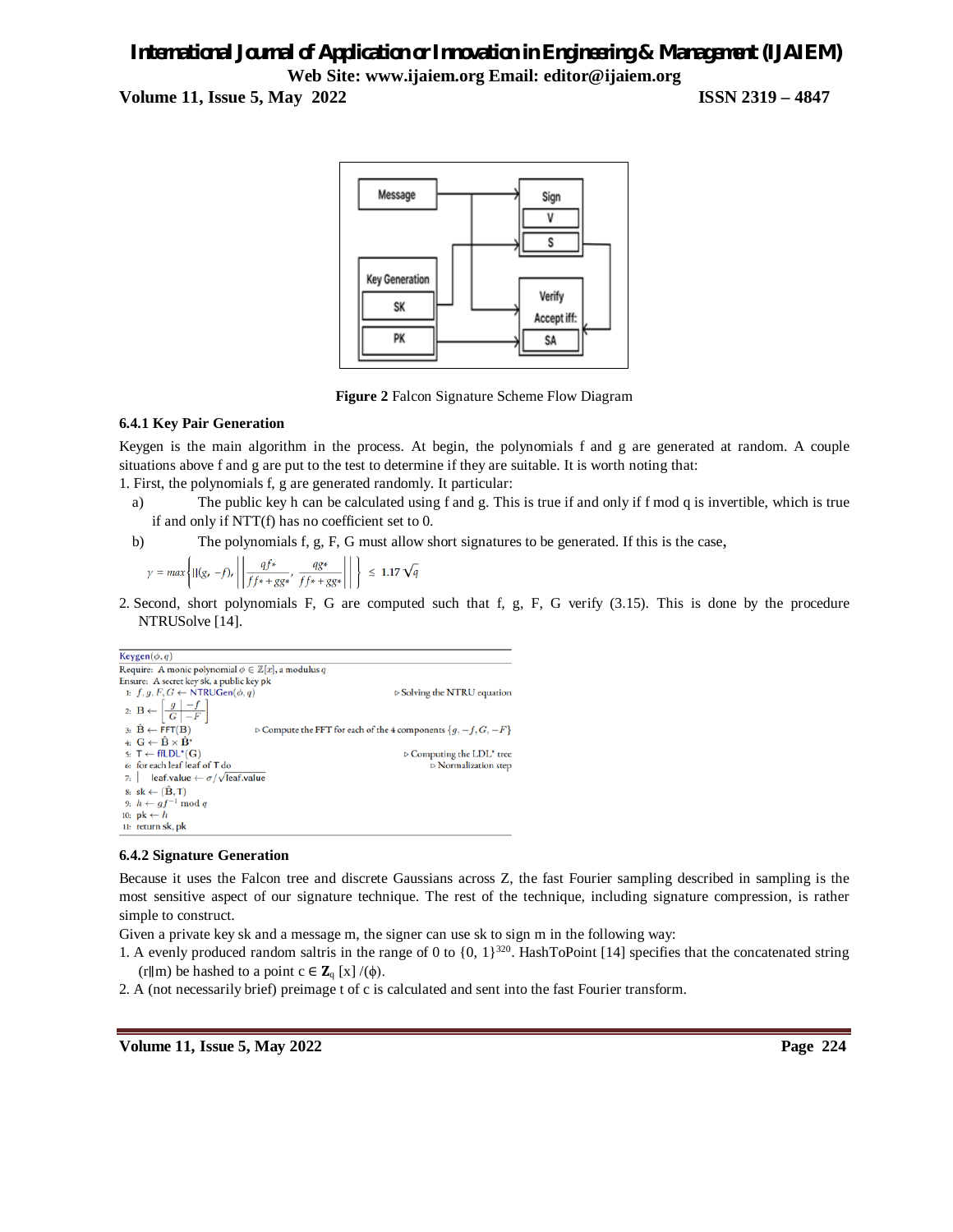Figure 2 Falcon Signature Scheme Flow Diagram

### 6.4.1 Key Pair Generation

Keygen is the main algorithm in the process. At begin, the polynomials f and g are generated at random. A couple situations above f and g are put to the test to determine if they are suitable. It is worth noting that:

1. First, the polynomials f, g are generated randomly. It particular:
   a) The public key h can be calculated using f and g. This is true if and only if f mod q is invertible, which is true if and only if NTT(f) has no coefficient set to 0.
   b) The polynomials f, g, F, G must allow short signatures to be generated. If this is the case,

$$\gamma = max\left\{\|(g, -f),\left\|\left(\frac{qf*}{ff*+gg*}, \frac{qg*}{ff*+gg*}\right)\right\|\right\} \le 1.17\sqrt{q}$$

2. Second, short polynomials F, G are computed such that f, g, F, G verify (3.15). This is done by the procedure NTRUSolve [14].

```
Keygen(φ, q)
Require: A monic polynomial φ ∈ Z[x], a modulus q
Ensure: A secret key sk, a public key pk
 1: f, g, F, G ← NTRUGen(φ, q)                          ▷ Solving the NTRU equation
 2: B ← [ g | −f ]
        [ G | −F ]
 3: B̂ ← FFT(B)          ▷ Compute the FFT for each of the 4 components {g, −f, G, −F}
 4: G ← B̂ × B̂*
 5: T ← ffLDL*(G)                                        ▷ Computing the LDL* tree
 6: for each leaf leaf of T do                           ▷ Normalization step
 7: |   leaf.value ← σ/√leaf.value
 8: sk ← (B̂, T)
 9: h ← gf^{−1} mod q
10: pk ← h
11: return sk, pk
```

### 6.4.2 Signature Generation

Because it uses the Falcon tree and discrete Gaussians across Z, the fast Fourier sampling described in sampling is the most sensitive aspect of our signature technique. The rest of the technique, including signature compression, is rather simple to construct.

Given a private key sk and a message m, the signer can use sk to sign m in the following way:

1. A evenly produced random saltris in the range of 0 to $\{0, 1\}^{320}$. HashToPoint [14] specifies that the concatenated string (r‖m) be hashed to a point $c \in \mathbf{Z}_q[x]/(\phi)$.
2. A (not necessarily brief) preimage t of c is calculated and sent into the fast Fourier transform.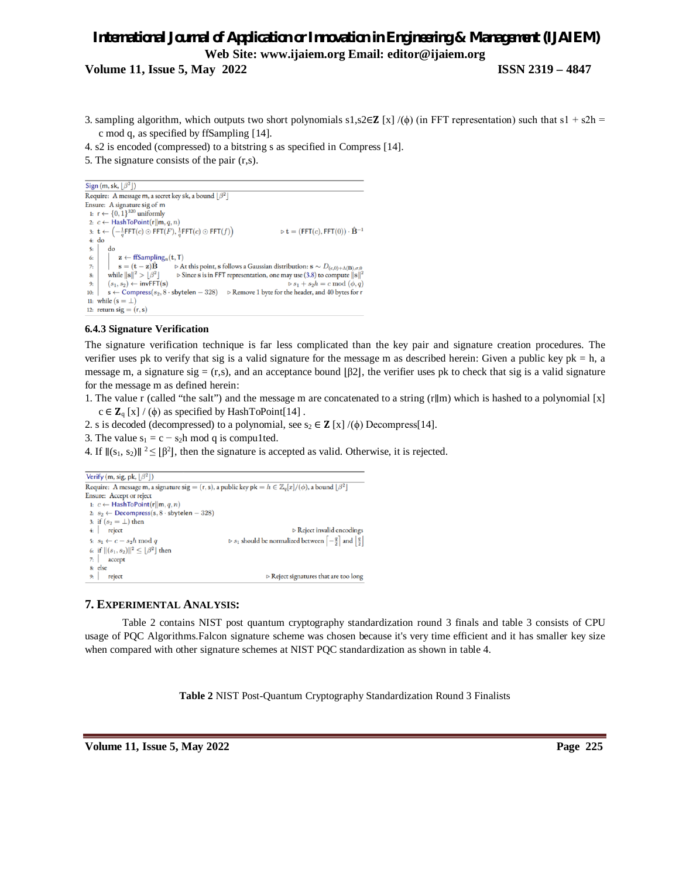3. sampling algorithm, which outputs two short polynomials s1,s2∈**Z** [x] /(ϕ) (in FFT representation) such that s1 + s2h = c mod q, as specified by ffSampling [14].
4. s2 is encoded (compressed) to a bitstring s as specified in Compress [14].
5. The signature consists of the pair (r,s).

```
Sign (m, sk, ⌊β²⌋)
Require: A message m, a secret key sk, a bound ⌊β²⌋
Ensure: A signature sig of m
1: r ← {0,1}^320 uniformly
2: c ← HashToPoint(r||m, q, n)
3: t ← (−(1/q)FFT(c) ⊙ FFT(F), (1/q)FFT(c) ⊙ FFT(f))        ▷ t = (FFT(c), FFT(0)) · B̂^−1
4: do
5:     do
6:         z ← ffSampling_n(t, T)
7:         s = (t − z)B̂          ▷ At this point, s follows a Gaussian distribution: s ∼ D_{(c,0)+Λ(B),σ,0}
8:     while ||s||² > ⌊β²⌋     ▷ Since s is in FFT representation, one may use (3.8) to compute ||s||²
9:     (s1, s2) ← invFFT(s)                                  ▷ s1 + s2h = c mod (ϕ, q)
10:    s ← Compress(s2, 8 · sbytelen − 328)   ▷ Remove 1 byte for the header, and 40 bytes for r
11: while (s = ⊥)
12: return sig = (r, s)
```

### 6.4.3 Signature Verification

The signature verification technique is far less complicated than the key pair and signature creation procedures. The verifier uses pk to verify that sig is a valid signature for the message m as described herein: Given a public key pk = h, a message m, a signature sig = (r,s), and an acceptance bound ⌊β2⌋, the verifier uses pk to check that sig is a valid signature for the message m as defined herein:

1. The value r (called "the salt") and the message m are concatenated to a string (r‖m) which is hashed to a polynomial [x] c ∈ $\mathbf{Z}_q$ [x] / (ϕ) as specified by HashToPoint[14] .
2. s is decoded (decompressed) to a polynomial, see $s_2$ ∈ **Z** [x] /(ϕ) Decompress[14].
3. The value $s_1 = c - s_2h$ mod q is compu1ted.
4. If $\|(s_1, s_2)\|^2 \leq \lfloor\beta^2\rfloor$, then the signature is accepted as valid. Otherwise, it is rejected.

```
Verify (m, sig, pk, ⌊β²⌋)
Require: A message m, a signature sig = (r, s), a public key pk = h ∈ Z_q[x]/(ϕ), a bound ⌊β²⌋
Ensure: Accept or reject
1: c ← HashToPoint(r||m, q, n)
2: s2 ← Decompress(s, 8 · sbytelen − 328)
3: if (s2 = ⊥) then
4:     reject                                          ▷ Reject invalid encodings
5: s1 ← c − s2h mod q          ▷ s1 should be normalized between ⌈−q/2⌉ and ⌊q/2⌋
6: if ||(s1, s2)||² ≤ ⌊β²⌋ then
7:     accept
8: else
9:     reject                                 ▷ Reject signatures that are too long
```

## 7. EXPERIMENTAL ANALYSIS:

Table 2 contains NIST post quantum cryptography standardization round 3 finals and table 3 consists of CPU usage of PQC Algorithms.Falcon signature scheme was chosen because it's very time efficient and it has smaller key size when compared with other signature schemes at NIST PQC standardization as shown in table 4.

**Table 2** NIST Post-Quantum Cryptography Standardization Round 3 Finalists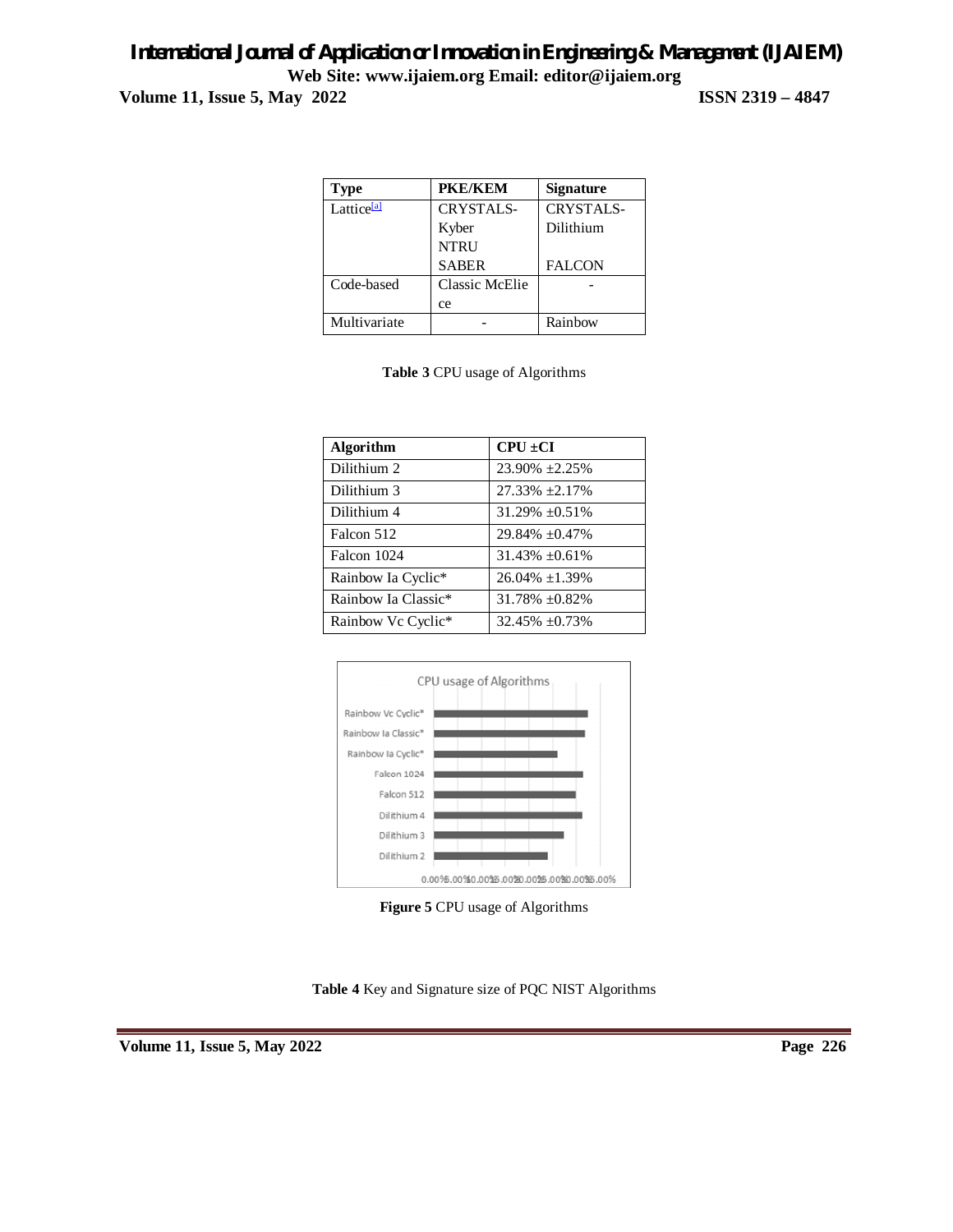| Type | PKE/KEM | Signature |
| --- | --- | --- |
| Lattice[a] | CRYSTALS-Kyber NTRU SABER | CRYSTALS-Dilithium FALCON |
| Code-based | Classic McEliece | - |
| Multivariate | - | Rainbow |

**Table 3** CPU usage of Algorithms

| Algorithm | CPU ±CI |
| --- | --- |
| Dilithium 2 | 23.90% ±2.25% |
| Dilithium 3 | 27.33% ±2.17% |
| Dilithium 4 | 31.29% ±0.51% |
| Falcon 512 | 29.84% ±0.47% |
| Falcon 1024 | 31.43% ±0.61% |
| Rainbow Ia Cyclic* | 26.04% ±1.39% |
| Rainbow Ia Classic* | 31.78% ±0.82% |
| Rainbow Vc Cyclic* | 32.45% ±0.73% |

**Figure 5** CPU usage of Algorithms

**Table 4** Key and Signature size of PQC NIST Algorithms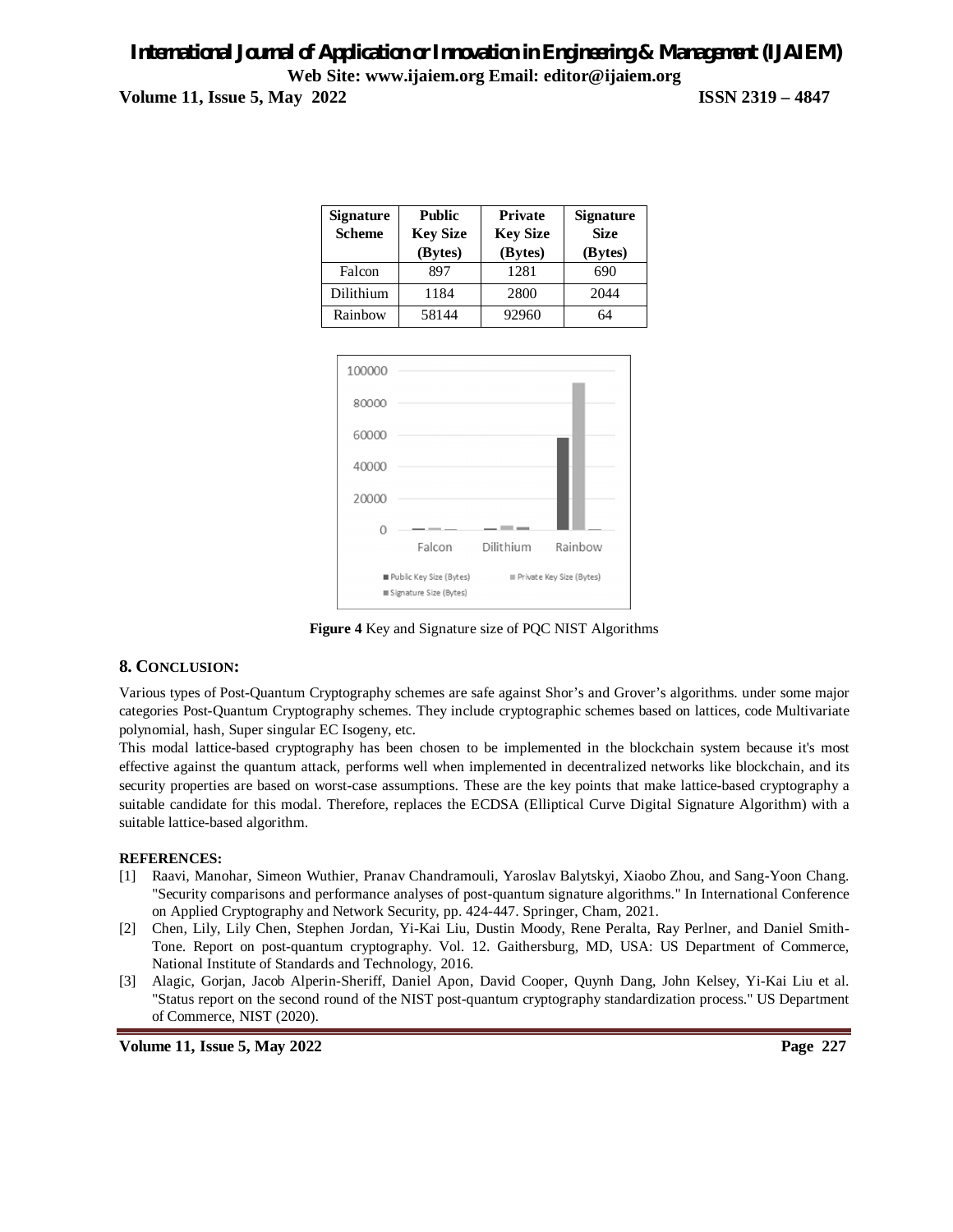| Signature Scheme | Public Key Size (Bytes) | Private Key Size (Bytes) | Signature Size (Bytes) |
|---|---|---|---|
| Falcon | 897 | 1281 | 690 |
| Dilithium | 1184 | 2800 | 2044 |
| Rainbow | 58144 | 92960 | 64 |

**Figure 4** Key and Signature size of PQC NIST Algorithms

## 8. CONCLUSION:

Various types of Post-Quantum Cryptography schemes are safe against Shor's and Grover's algorithms. under some major categories Post-Quantum Cryptography schemes. They include cryptographic schemes based on lattices, code Multivariate polynomial, hash, Super singular EC Isogeny, etc.

This modal lattice-based cryptography has been chosen to be implemented in the blockchain system because it's most effective against the quantum attack, performs well when implemented in decentralized networks like blockchain, and its security properties are based on worst-case assumptions. These are the key points that make lattice-based cryptography a suitable candidate for this modal. Therefore, replaces the ECDSA (Elliptical Curve Digital Signature Algorithm) with a suitable lattice-based algorithm.

**REFERENCES:**

[1] Raavi, Manohar, Simeon Wuthier, Pranav Chandramouli, Yaroslav Balytskyi, Xiaobo Zhou, and Sang-Yoon Chang. "Security comparisons and performance analyses of post-quantum signature algorithms." In International Conference on Applied Cryptography and Network Security, pp. 424-447. Springer, Cham, 2021.

[2] Chen, Lily, Lily Chen, Stephen Jordan, Yi-Kai Liu, Dustin Moody, Rene Peralta, Ray Perlner, and Daniel Smith-Tone. Report on post-quantum cryptography. Vol. 12. Gaithersburg, MD, USA: US Department of Commerce, National Institute of Standards and Technology, 2016.

[3] Alagic, Gorjan, Jacob Alperin-Sheriff, Daniel Apon, David Cooper, Quynh Dang, John Kelsey, Yi-Kai Liu et al. "Status report on the second round of the NIST post-quantum cryptography standardization process." US Department of Commerce, NIST (2020).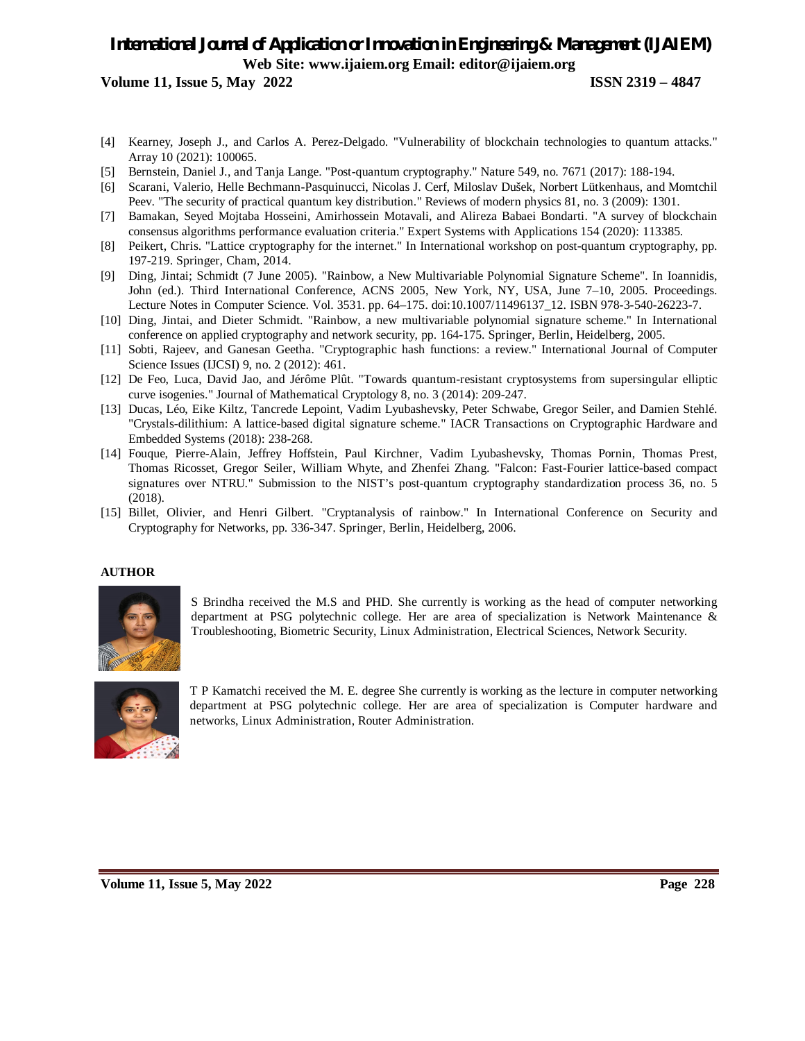[4] Kearney, Joseph J., and Carlos A. Perez-Delgado. "Vulnerability of blockchain technologies to quantum attacks." Array 10 (2021): 100065.

[5] Bernstein, Daniel J., and Tanja Lange. "Post-quantum cryptography." Nature 549, no. 7671 (2017): 188-194.

[6] Scarani, Valerio, Helle Bechmann-Pasquinucci, Nicolas J. Cerf, Miloslav Dušek, Norbert Lütkenhaus, and Momtchil Peev. "The security of practical quantum key distribution." Reviews of modern physics 81, no. 3 (2009): 1301.

[7] Bamakan, Seyed Mojtaba Hosseini, Amirhossein Motavali, and Alireza Babaei Bondarti. "A survey of blockchain consensus algorithms performance evaluation criteria." Expert Systems with Applications 154 (2020): 113385.

[8] Peikert, Chris. "Lattice cryptography for the internet." In International workshop on post-quantum cryptography, pp. 197-219. Springer, Cham, 2014.

[9] Ding, Jintai; Schmidt (7 June 2005). "Rainbow, a New Multivariable Polynomial Signature Scheme". In Ioannidis, John (ed.). Third International Conference, ACNS 2005, New York, NY, USA, June 7–10, 2005. Proceedings. Lecture Notes in Computer Science. Vol. 3531. pp. 64–175. doi:10.1007/11496137_12. ISBN 978-3-540-26223-7.

[10] Ding, Jintai, and Dieter Schmidt. "Rainbow, a new multivariable polynomial signature scheme." In International conference on applied cryptography and network security, pp. 164-175. Springer, Berlin, Heidelberg, 2005.

[11] Sobti, Rajeev, and Ganesan Geetha. "Cryptographic hash functions: a review." International Journal of Computer Science Issues (IJCSI) 9, no. 2 (2012): 461.

[12] De Feo, Luca, David Jao, and Jérôme Plût. "Towards quantum-resistant cryptosystems from supersingular elliptic curve isogenies." Journal of Mathematical Cryptology 8, no. 3 (2014): 209-247.

[13] Ducas, Léo, Eike Kiltz, Tancrede Lepoint, Vadim Lyubashevsky, Peter Schwabe, Gregor Seiler, and Damien Stehlé. "Crystals-dilithium: A lattice-based digital signature scheme." IACR Transactions on Cryptographic Hardware and Embedded Systems (2018): 238-268.

[14] Fouque, Pierre-Alain, Jeffrey Hoffstein, Paul Kirchner, Vadim Lyubashevsky, Thomas Pornin, Thomas Prest, Thomas Ricosset, Gregor Seiler, William Whyte, and Zhenfei Zhang. "Falcon: Fast-Fourier lattice-based compact signatures over NTRU." Submission to the NIST's post-quantum cryptography standardization process 36, no. 5 (2018).

[15] Billet, Olivier, and Henri Gilbert. "Cryptanalysis of rainbow." In International Conference on Security and Cryptography for Networks, pp. 336-347. Springer, Berlin, Heidelberg, 2006.

**AUTHOR**

S Brindha received the M.S and PHD. She currently is working as the head of computer networking department at PSG polytechnic college. Her are area of specialization is Network Maintenance & Troubleshooting, Biometric Security, Linux Administration, Electrical Sciences, Network Security.

T P Kamatchi received the M. E. degree She currently is working as the lecture in computer networking department at PSG polytechnic college. Her are area of specialization is Computer hardware and networks, Linux Administration, Router Administration.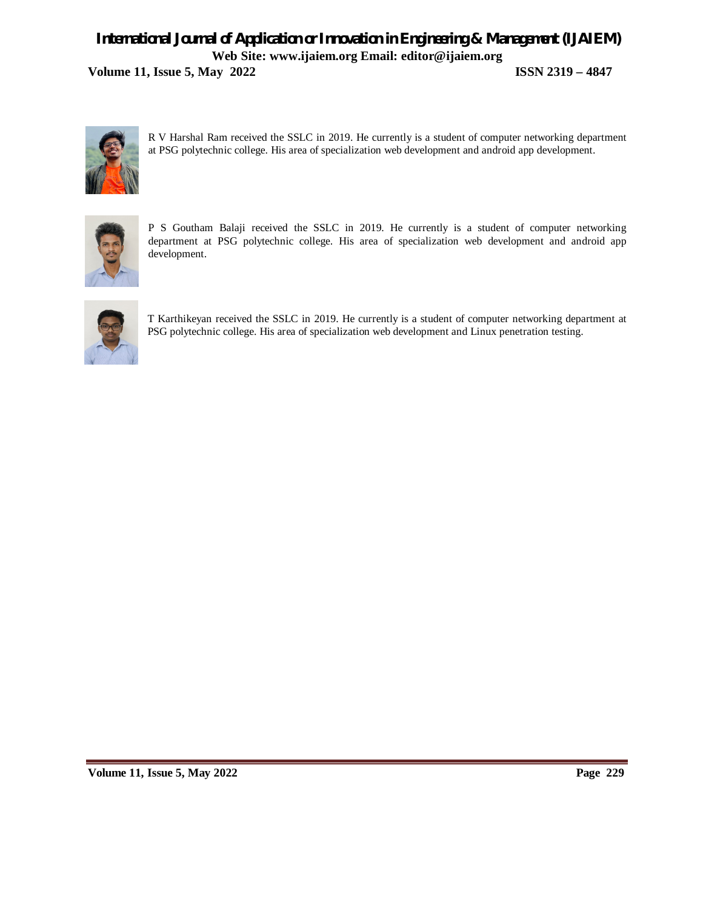R V Harshal Ram received the SSLC in 2019. He currently is a student of computer networking department at PSG polytechnic college. His area of specialization web development and android app development.

P S Goutham Balaji received the SSLC in 2019. He currently is a student of computer networking department at PSG polytechnic college. His area of specialization web development and android app development.

T Karthikeyan received the SSLC in 2019. He currently is a student of computer networking department at PSG polytechnic college. His area of specialization web development and Linux penetration testing.